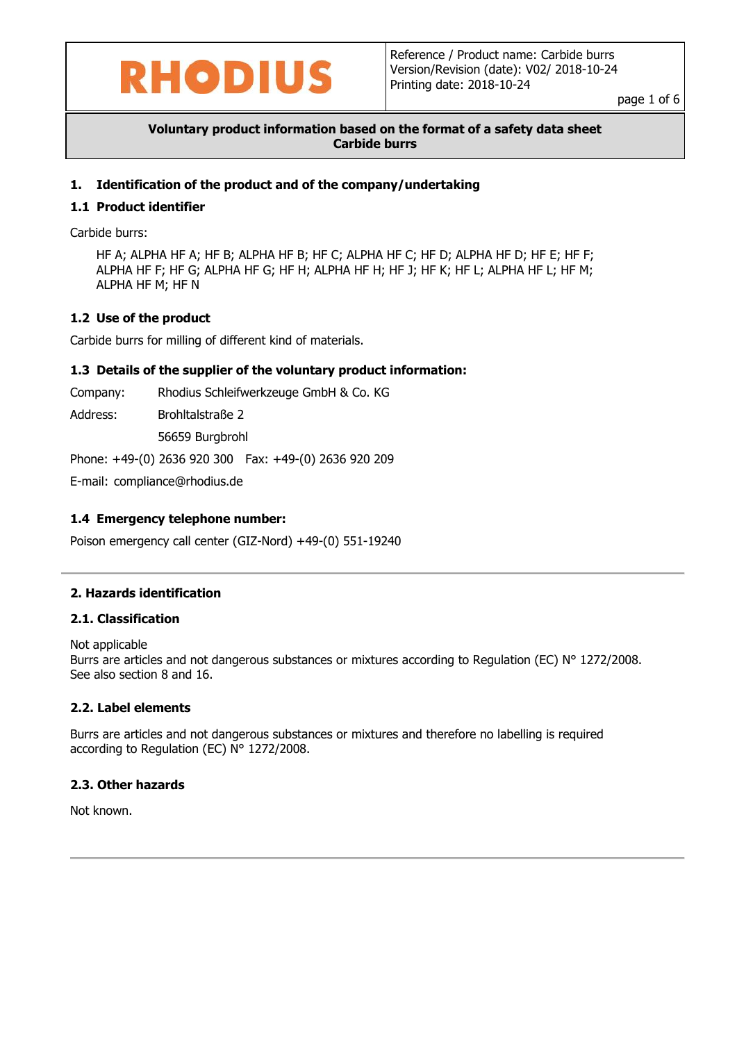**Voluntary product information based on the format of a safety data sheet**
**Carbide burrs**

## 1. Identification of the product and of the company/undertaking

### 1.1 Product identifier

Carbide burrs:

HF A; ALPHA HF A; HF B; ALPHA HF B; HF C; ALPHA HF C; HF D; ALPHA HF D; HF E; HF F; ALPHA HF F; HF G; ALPHA HF G; HF H; ALPHA HF H; HF J; HF K; HF L; ALPHA HF L; HF M; ALPHA HF M; HF N

### 1.2 Use of the product

Carbide burrs for milling of different kind of materials.

### 1.3 Details of the supplier of the voluntary product information:

Company: Rhodius Schleifwerkzeuge GmbH & Co. KG

Address: Brohltalstraße 2
56659 Burgbrohl

Phone: +49-(0) 2636 920 300 Fax: +49-(0) 2636 920 209

E-mail: compliance@rhodius.de

### 1.4 Emergency telephone number:

Poison emergency call center (GIZ-Nord) +49-(0) 551-19240

## 2. Hazards identification

### 2.1. Classification

Not applicable
Burrs are articles and not dangerous substances or mixtures according to Regulation (EC) N° 1272/2008.
See also section 8 and 16.

### 2.2. Label elements

Burrs are articles and not dangerous substances or mixtures and therefore no labelling is required according to Regulation (EC) N° 1272/2008.

### 2.3. Other hazards

Not known.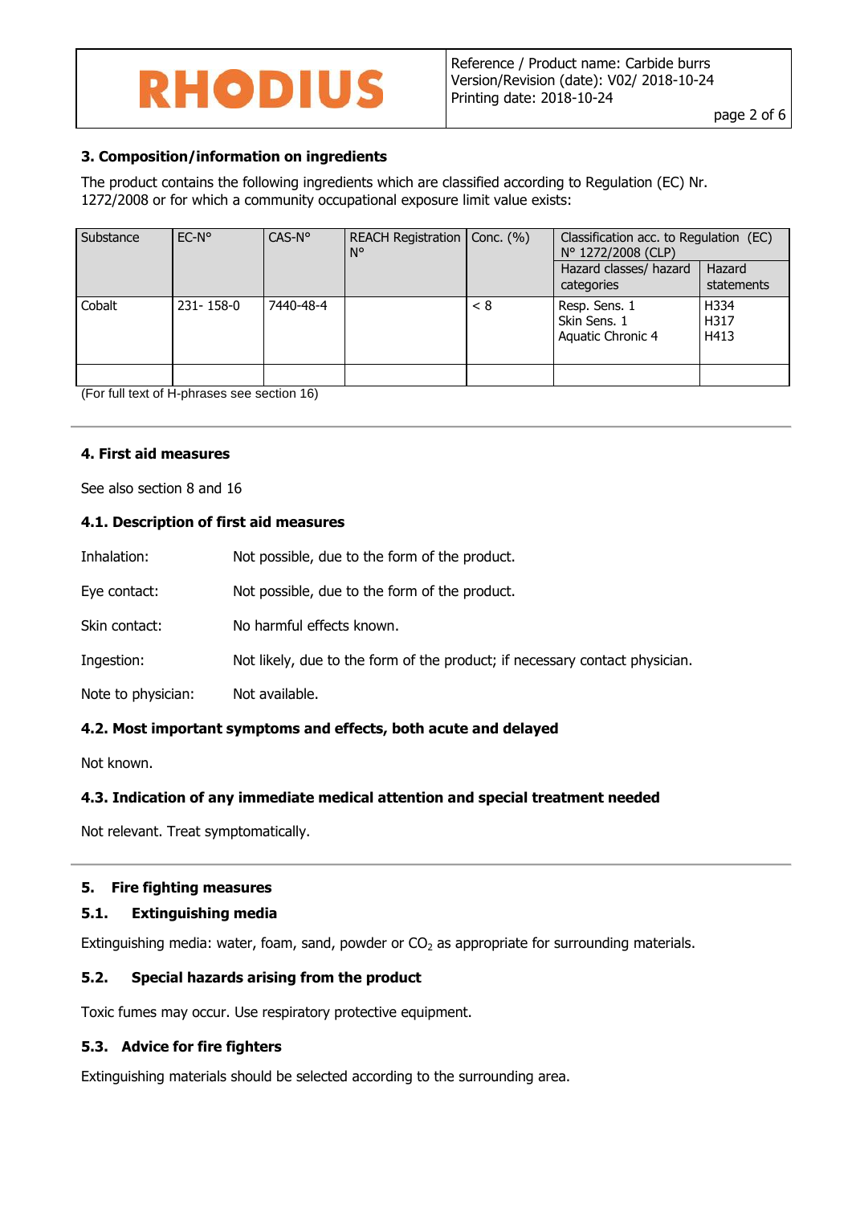## 3. Composition/information on ingredients

The product contains the following ingredients which are classified according to Regulation (EC) Nr. 1272/2008 or for which a community occupational exposure limit value exists:

| Substance | EC-N° | CAS-N° | REACH Registration N° | Conc. (%) | Classification acc. to Regulation (EC) N° 1272/2008 (CLP) | |
|---|---|---|---|---|---|---|
| | | | | | Hazard classes/ hazard categories | Hazard statements |
| Cobalt | 231- 158-0 | 7440-48-4 | | < 8 | Resp. Sens. 1<br>Skin Sens. 1<br>Aquatic Chronic 4 | H334<br>H317<br>H413 |
| | | | | | | |

(For full text of H-phrases see section 16)

## 4. First aid measures

See also section 8 and 16

### 4.1. Description of first aid measures

Inhalation: Not possible, due to the form of the product.

Eye contact: Not possible, due to the form of the product.

Skin contact: No harmful effects known.

Ingestion: Not likely, due to the form of the product; if necessary contact physician.

Note to physician: Not available.

### 4.2. Most important symptoms and effects, both acute and delayed

Not known.

### 4.3. Indication of any immediate medical attention and special treatment needed

Not relevant. Treat symptomatically.

## 5. Fire fighting measures

### 5.1. Extinguishing media

Extinguishing media: water, foam, sand, powder or $CO_2$ as appropriate for surrounding materials.

### 5.2. Special hazards arising from the product

Toxic fumes may occur. Use respiratory protective equipment.

### 5.3. Advice for fire fighters

Extinguishing materials should be selected according to the surrounding area.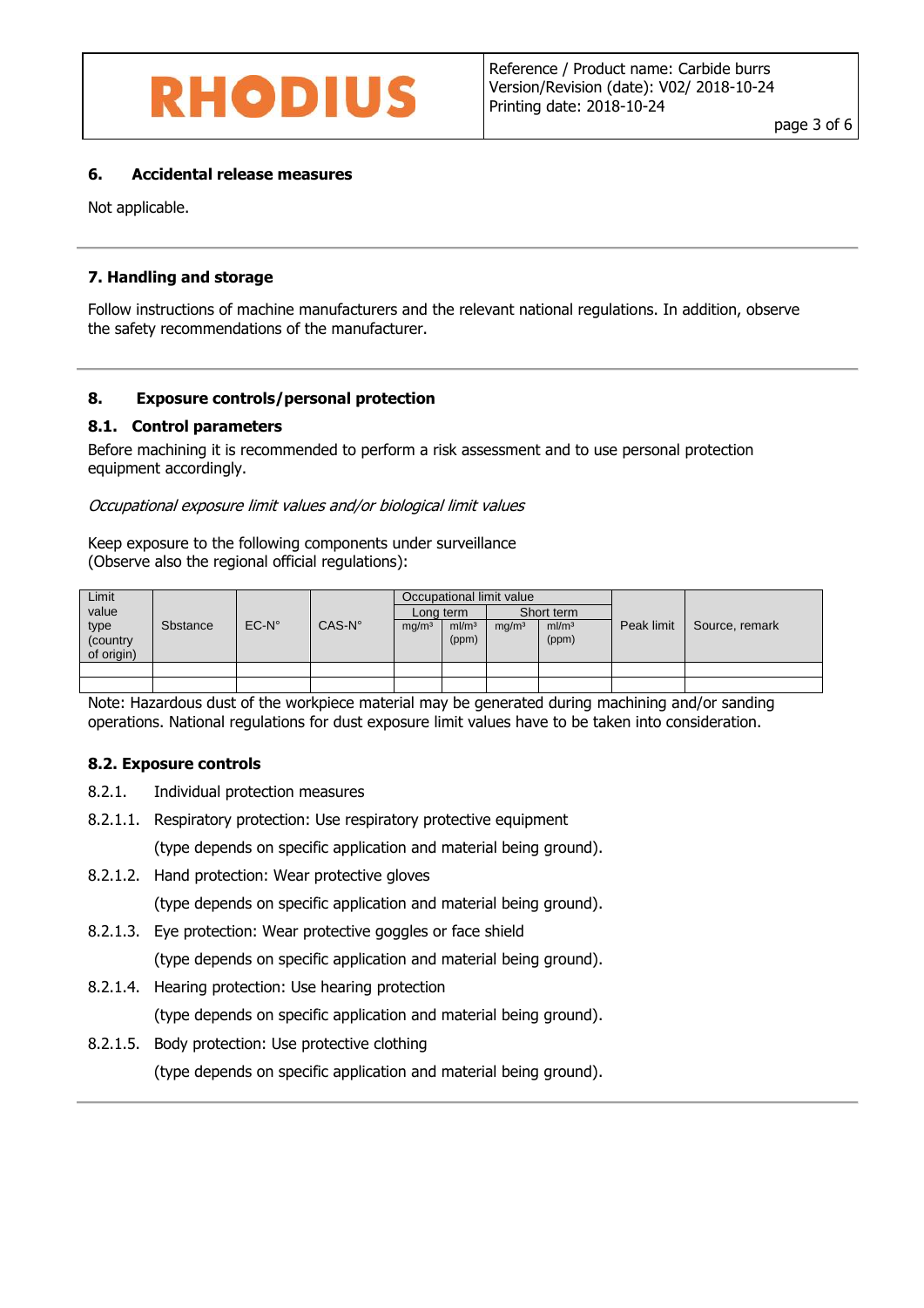## 6. Accidental release measures

Not applicable.

## 7. Handling and storage

Follow instructions of machine manufacturers and the relevant national regulations. In addition, observe the safety recommendations of the manufacturer.

## 8. Exposure controls/personal protection

### 8.1. Control parameters

Before machining it is recommended to perform a risk assessment and to use personal protection equipment accordingly.

*Occupational exposure limit values and/or biological limit values*

Keep exposure to the following components under surveillance
(Observe also the regional official regulations):

| Limit value type (country of origin) | Sbstance | EC-N° | CAS-N° | Occupational limit value | | | | Peak limit | Source, remark |
|---|---|---|---|---|---|---|---|---|---|
| | | | | Long term | | Short term | | | |
| | | | | mg/m³ | ml/m³ (ppm) | mg/m³ | ml/m³ (ppm) | | |
| | | | | | | | | | |
| | | | | | | | | | |

Note: Hazardous dust of the workpiece material may be generated during machining and/or sanding operations. National regulations for dust exposure limit values have to be taken into consideration.

### 8.2. Exposure controls

8.2.1. Individual protection measures

8.2.1.1. Respiratory protection: Use respiratory protective equipment
(type depends on specific application and material being ground).

8.2.1.2. Hand protection: Wear protective gloves
(type depends on specific application and material being ground).

8.2.1.3. Eye protection: Wear protective goggles or face shield
(type depends on specific application and material being ground).

8.2.1.4. Hearing protection: Use hearing protection
(type depends on specific application and material being ground).

8.2.1.5. Body protection: Use protective clothing
(type depends on specific application and material being ground).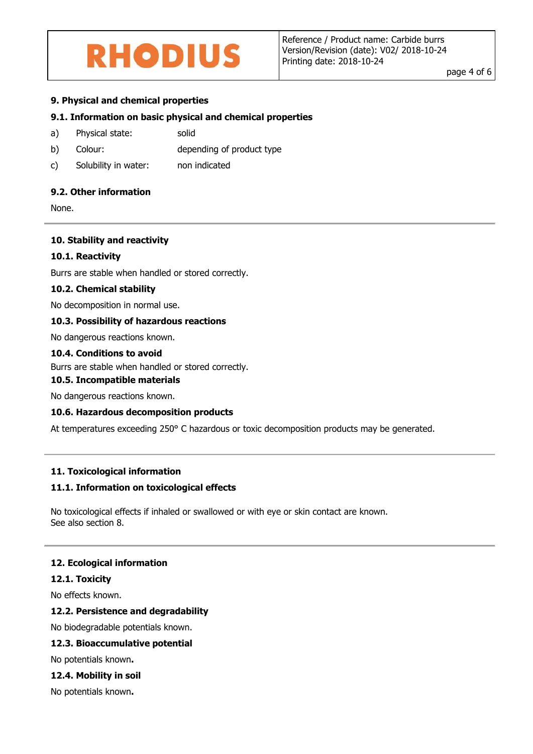## 9. Physical and chemical properties

### 9.1. Information on basic physical and chemical properties

a) Physical state: solid

b) Colour: depending of product type

c) Solubility in water: non indicated

### 9.2. Other information

None.

## 10. Stability and reactivity

### 10.1. Reactivity

Burrs are stable when handled or stored correctly.

### 10.2. Chemical stability

No decomposition in normal use.

### 10.3. Possibility of hazardous reactions

No dangerous reactions known.

### 10.4. Conditions to avoid

Burrs are stable when handled or stored correctly.

### 10.5. Incompatible materials

No dangerous reactions known.

### 10.6. Hazardous decomposition products

At temperatures exceeding 250° C hazardous or toxic decomposition products may be generated.

## 11. Toxicological information

### 11.1. Information on toxicological effects

No toxicological effects if inhaled or swallowed or with eye or skin contact are known.
See also section 8.

## 12. Ecological information

### 12.1. Toxicity

No effects known.

### 12.2. Persistence and degradability

No biodegradable potentials known.

### 12.3. Bioaccumulative potential

No potentials known**.**

### 12.4. Mobility in soil

No potentials known**.**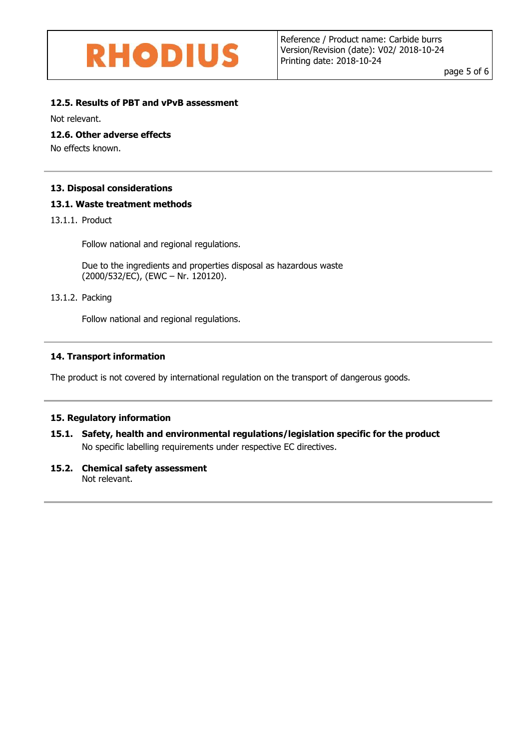### 12.5. Results of PBT and vPvB assessment

Not relevant.

### 12.6. Other adverse effects

No effects known.

## 13. Disposal considerations

### 13.1. Waste treatment methods

13.1.1. Product

Follow national and regional regulations.

Due to the ingredients and properties disposal as hazardous waste (2000/532/EC), (EWC – Nr. 120120).

13.1.2. Packing

Follow national and regional regulations.

## 14. Transport information

The product is not covered by international regulation on the transport of dangerous goods.

## 15. Regulatory information

### 15.1. Safety, health and environmental regulations/legislation specific for the product

No specific labelling requirements under respective EC directives.

### 15.2. Chemical safety assessment

Not relevant.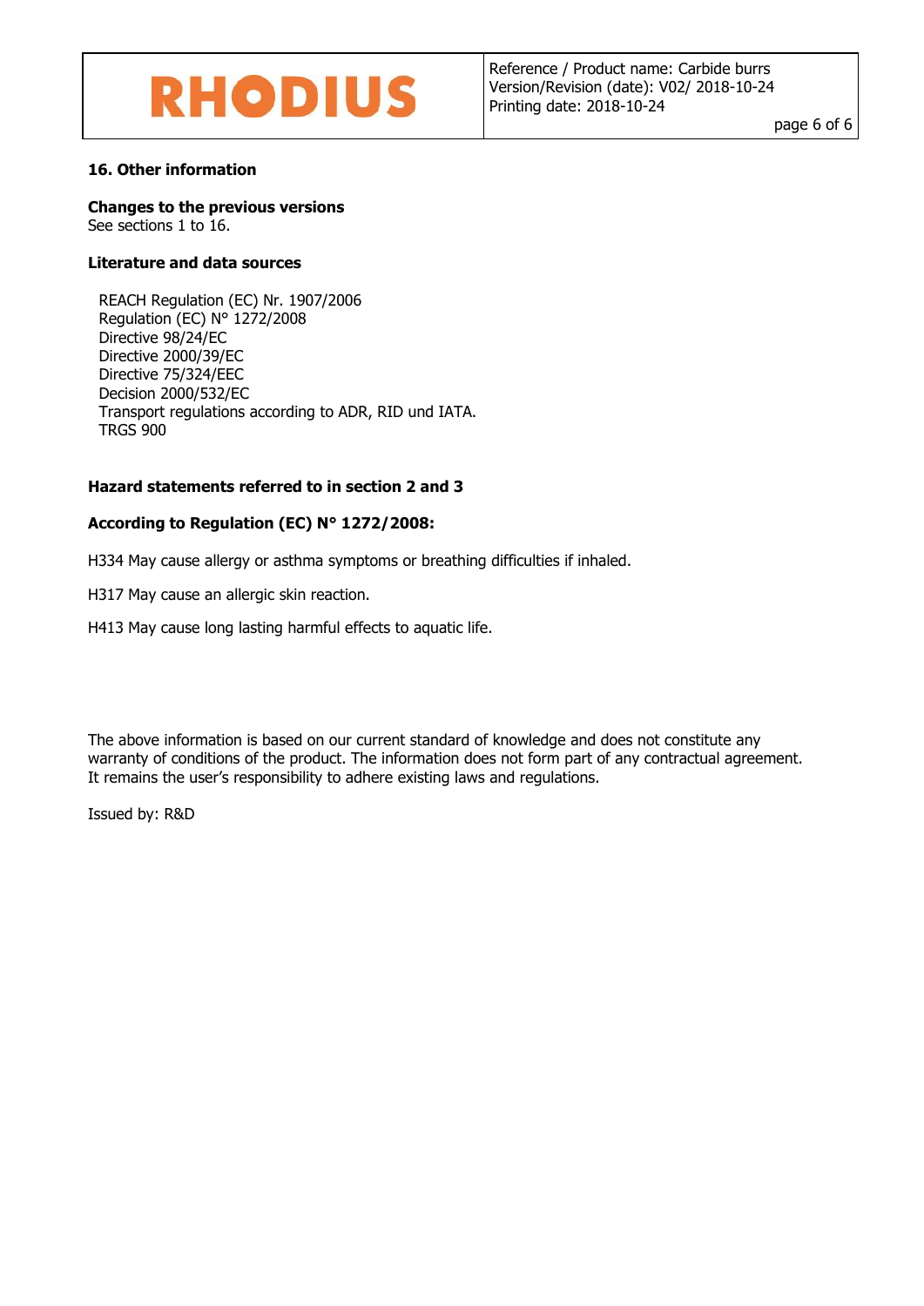## 16. Other information

**Changes to the previous versions**
See sections 1 to 16.

**Literature and data sources**

REACH Regulation (EC) Nr. 1907/2006
Regulation (EC) N° 1272/2008
Directive 98/24/EC
Directive 2000/39/EC
Directive 75/324/EEC
Decision 2000/532/EC
Transport regulations according to ADR, RID und IATA.
TRGS 900

**Hazard statements referred to in section 2 and 3**

**According to Regulation (EC) N° 1272/2008:**

H334 May cause allergy or asthma symptoms or breathing difficulties if inhaled.

H317 May cause an allergic skin reaction.

H413 May cause long lasting harmful effects to aquatic life.

The above information is based on our current standard of knowledge and does not constitute any warranty of conditions of the product. The information does not form part of any contractual agreement. It remains the user's responsibility to adhere existing laws and regulations.

Issued by: R&D